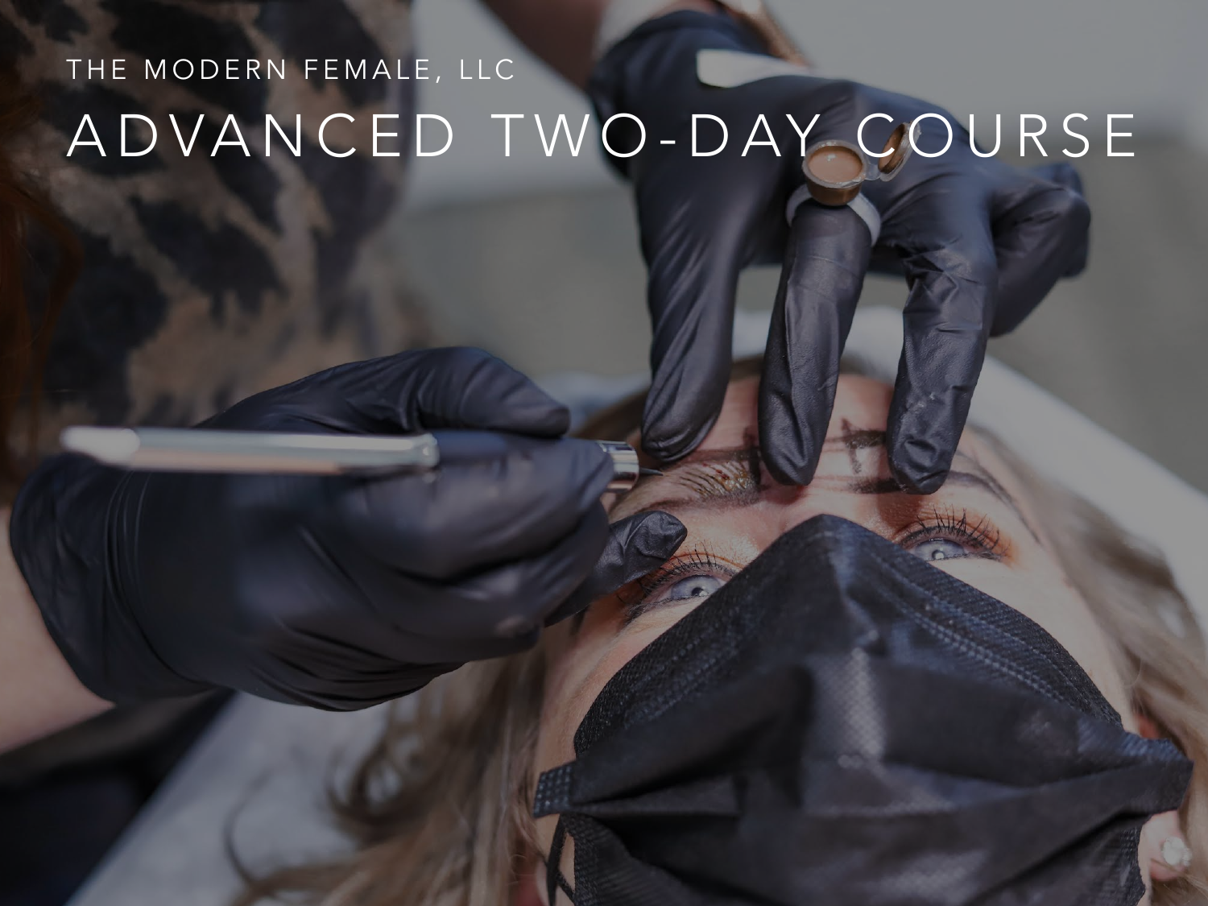THE MODERN FEMALE, LLC

# ADVANCED TWO-DAY COURSE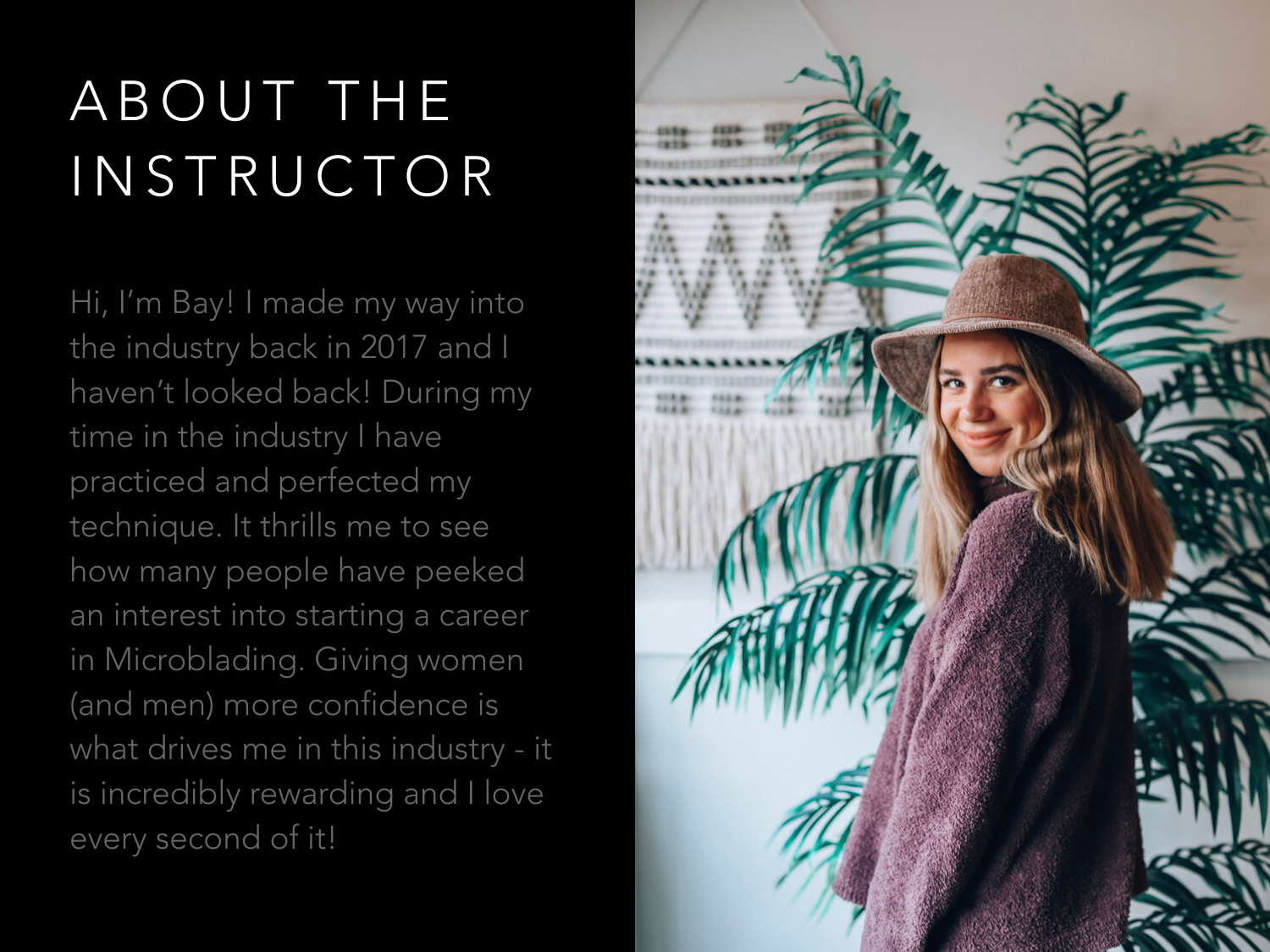# ABOUT THE INSTRUCTOR

Hi, I'm Bay! I made my way into the industry back in 2017 and I haven't looked back! During my time in the industry I have practiced and perfected my technique. It thrills me to see how many people have peeked an interest into starting a career in Microblading. Giving women (and men) more confidence is what drives me in this industry - it is incredibly rewarding and I love every second of it!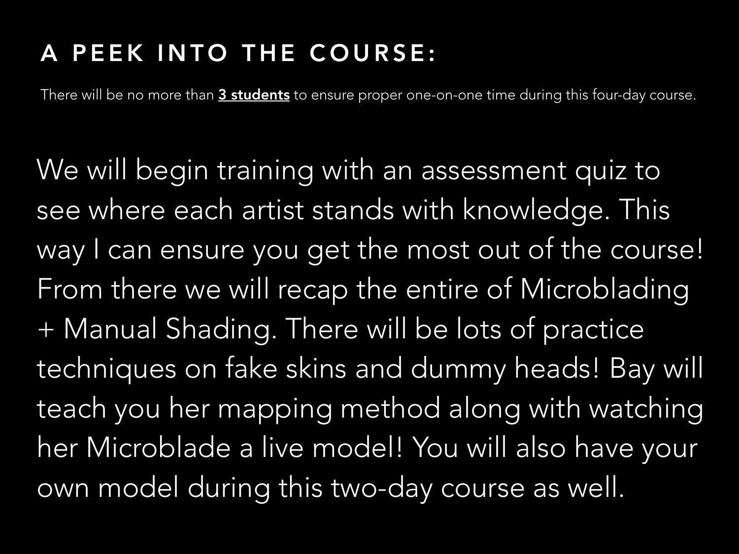## A PEEK INTO THE COURSE:

There will be no more than **3 students** to ensure proper one-on-one time during this four-day course.

We will begin training with an assessment quiz to see where each artist stands with knowledge. This way I can ensure you get the most out of the course! From there we will recap the entire of Microblading + Manual Shading. There will be lots of practice techniques on fake skins and dummy heads! Bay will teach you her mapping method along with watching her Microblade a live model! You will also have your own model during this two-day course as well.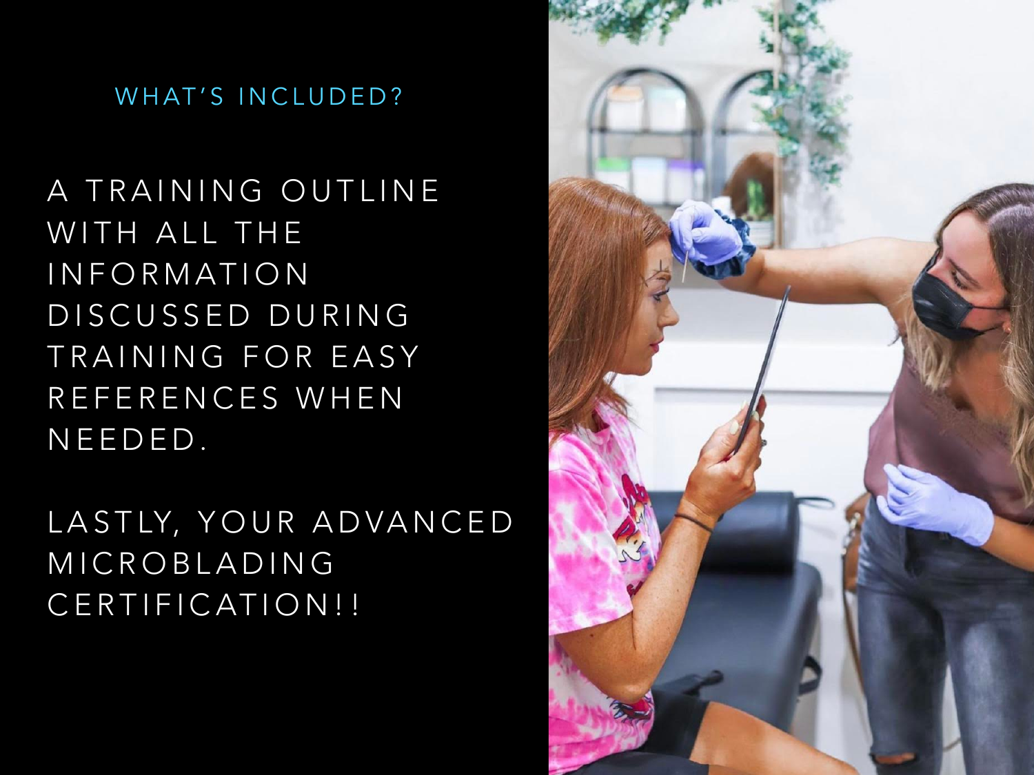## WHAT'S INCLUDED?

A TRAINING OUTLINE WITH ALL THE INFORMATION DISCUSSED DURING TRAINING FOR EASY REFERENCES WHEN NEEDED.

LASTLY, YOUR ADVANCED MICROBLADING CERTIFICATION!!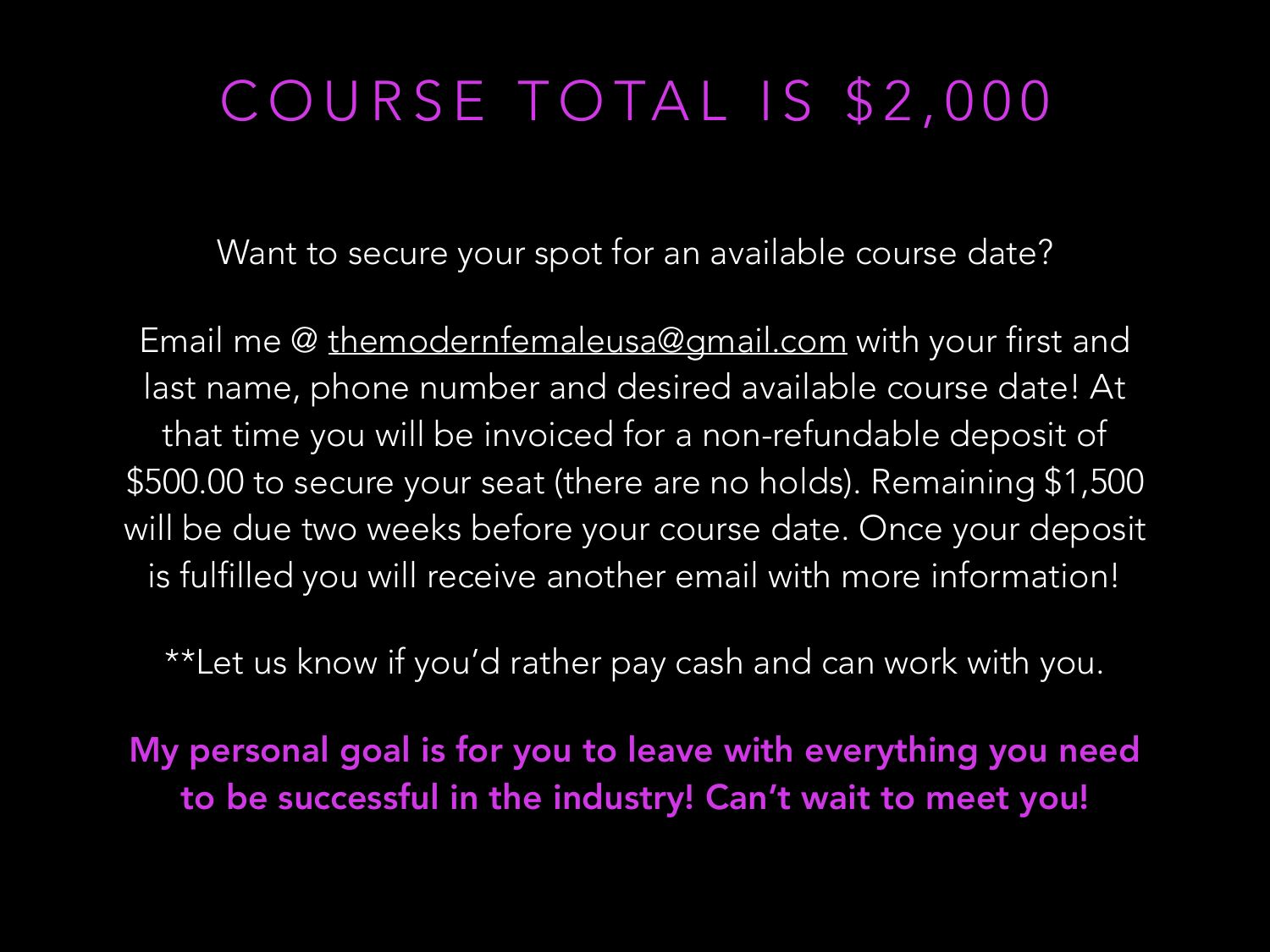# COURSE TOTAL IS $2,000

Want to secure your spot for an available course date?

Email me @ themodernfemaleusa@gmail.com with your first and last name, phone number and desired available course date! At that time you will be invoiced for a non-refundable deposit of $500.00 to secure your seat (there are no holds). Remaining $1,500 will be due two weeks before your course date. Once your deposit is fulfilled you will receive another email with more information!

**Let us know if you'd rather pay cash and can work with you.

**My personal goal is for you to leave with everything you need to be successful in the industry! Can't wait to meet you!**